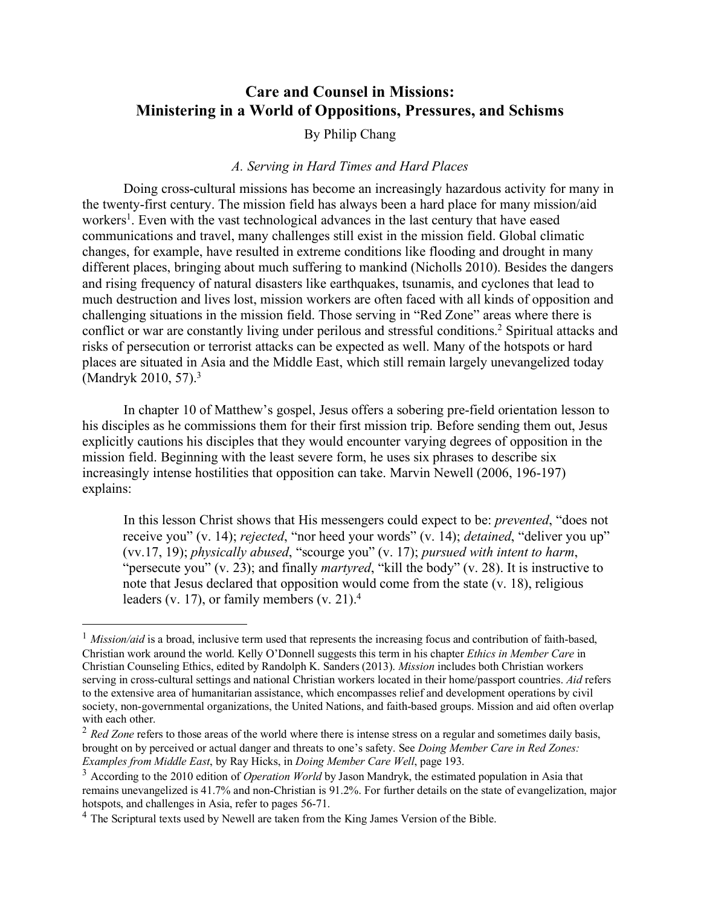# Care and Counsel in Missions: Ministering in a World of Oppositions, Pressures, and Schisms

By Philip Chang

### *A. Serving in Hard Times and Hard Places*

Doing cross-cultural missions has become an increasingly hazardous activity for many in the twenty-first century. The mission field has always been a hard place for many mission/aid workers[1]. Even with the vast technological advances in the last century that have eased communications and travel, many challenges still exist in the mission field. Global climatic changes, for example, have resulted in extreme conditions like flooding and drought in many different places, bringing about much suffering to mankind (Nicholls 2010). Besides the dangers and rising frequency of natural disasters like earthquakes, tsunamis, and cyclones that lead to much destruction and lives lost, mission workers are often faced with all kinds of opposition and challenging situations in the mission field. Those serving in "Red Zone" areas where there is conflict or war are constantly living under perilous and stressful conditions.[2] Spiritual attacks and risks of persecution or terrorist attacks can be expected as well. Many of the hotspots or hard places are situated in Asia and the Middle East, which still remain largely unevangelized today (Mandryk 2010, 57).[3]

In chapter 10 of Matthew's gospel, Jesus offers a sobering pre-field orientation lesson to his disciples as he commissions them for their first mission trip. Before sending them out, Jesus explicitly cautions his disciples that they would encounter varying degrees of opposition in the mission field. Beginning with the least severe form, he uses six phrases to describe six increasingly intense hostilities that opposition can take. Marvin Newell (2006, 196-197) explains:

> In this lesson Christ shows that His messengers could expect to be: *prevented*, "does not receive you" (v. 14); *rejected*, "nor heed your words" (v. 14); *detained*, "deliver you up" (vv.17, 19); *physically abused*, "scourge you" (v. 17); *pursued with intent to harm*, "persecute you" (v. 23); and finally *martyred*, "kill the body" (v. 28). It is instructive to note that Jesus declared that opposition would come from the state (v. 18), religious leaders (v. 17), or family members (v. 21).[4]

---

[1] *Mission/aid* is a broad, inclusive term used that represents the increasing focus and contribution of faith-based, Christian work around the world. Kelly O'Donnell suggests this term in his chapter *Ethics in Member Care* in Christian Counseling Ethics, edited by Randolph K. Sanders (2013). *Mission* includes both Christian workers serving in cross-cultural settings and national Christian workers located in their home/passport countries. *Aid* refers to the extensive area of humanitarian assistance, which encompasses relief and development operations by civil society, non-governmental organizations, the United Nations, and faith-based groups. Mission and aid often overlap with each other.

[2] *Red Zone* refers to those areas of the world where there is intense stress on a regular and sometimes daily basis, brought on by perceived or actual danger and threats to one's safety. See *Doing Member Care in Red Zones: Examples from Middle East*, by Ray Hicks, in *Doing Member Care Well*, page 193.

[3] According to the 2010 edition of *Operation World* by Jason Mandryk, the estimated population in Asia that remains unevangelized is 41.7% and non-Christian is 91.2%. For further details on the state of evangelization, major hotspots, and challenges in Asia, refer to pages 56-71.

[4] The Scriptural texts used by Newell are taken from the King James Version of the Bible.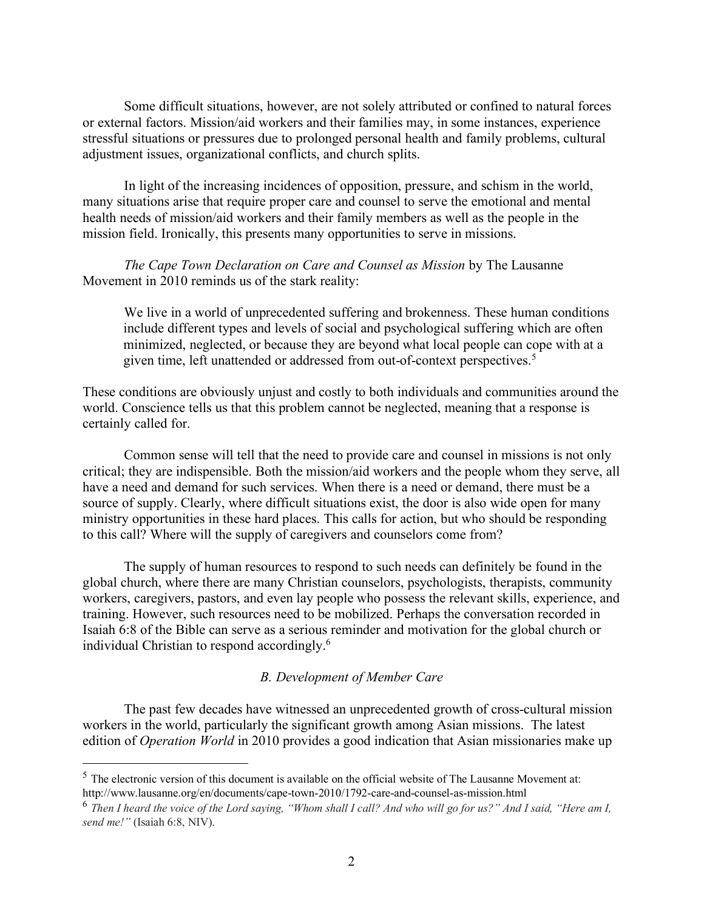Some difficult situations, however, are not solely attributed or confined to natural forces or external factors. Mission/aid workers and their families may, in some instances, experience stressful situations or pressures due to prolonged personal health and family problems, cultural adjustment issues, organizational conflicts, and church splits.

In light of the increasing incidences of opposition, pressure, and schism in the world, many situations arise that require proper care and counsel to serve the emotional and mental health needs of mission/aid workers and their family members as well as the people in the mission field. Ironically, this presents many opportunities to serve in missions.

*The Cape Town Declaration on Care and Counsel as Mission* by The Lausanne Movement in 2010 reminds us of the stark reality:

> We live in a world of unprecedented suffering and brokenness. These human conditions include different types and levels of social and psychological suffering which are often minimized, neglected, or because they are beyond what local people can cope with at a given time, left unattended or addressed from out-of-context perspectives.[5]

These conditions are obviously unjust and costly to both individuals and communities around the world. Conscience tells us that this problem cannot be neglected, meaning that a response is certainly called for.

Common sense will tell that the need to provide care and counsel in missions is not only critical; they are indispensible. Both the mission/aid workers and the people whom they serve, all have a need and demand for such services. When there is a need or demand, there must be a source of supply. Clearly, where difficult situations exist, the door is also wide open for many ministry opportunities in these hard places. This calls for action, but who should be responding to this call? Where will the supply of caregivers and counselors come from?

The supply of human resources to respond to such needs can definitely be found in the global church, where there are many Christian counselors, psychologists, therapists, community workers, caregivers, pastors, and even lay people who possess the relevant skills, experience, and training. However, such resources need to be mobilized. Perhaps the conversation recorded in Isaiah 6:8 of the Bible can serve as a serious reminder and motivation for the global church or individual Christian to respond accordingly.[6]

### *B. Development of Member Care*

The past few decades have witnessed an unprecedented growth of cross-cultural mission workers in the world, particularly the significant growth among Asian missions. The latest edition of *Operation World* in 2010 provides a good indication that Asian missionaries make up

---

[5] The electronic version of this document is available on the official website of The Lausanne Movement at: http://www.lausanne.org/en/documents/cape-town-2010/1792-care-and-counsel-as-mission.html

[6] *Then I heard the voice of the Lord saying, "Whom shall I call? And who will go for us?" And I said, "Here am I, send me!"* (Isaiah 6:8, NIV).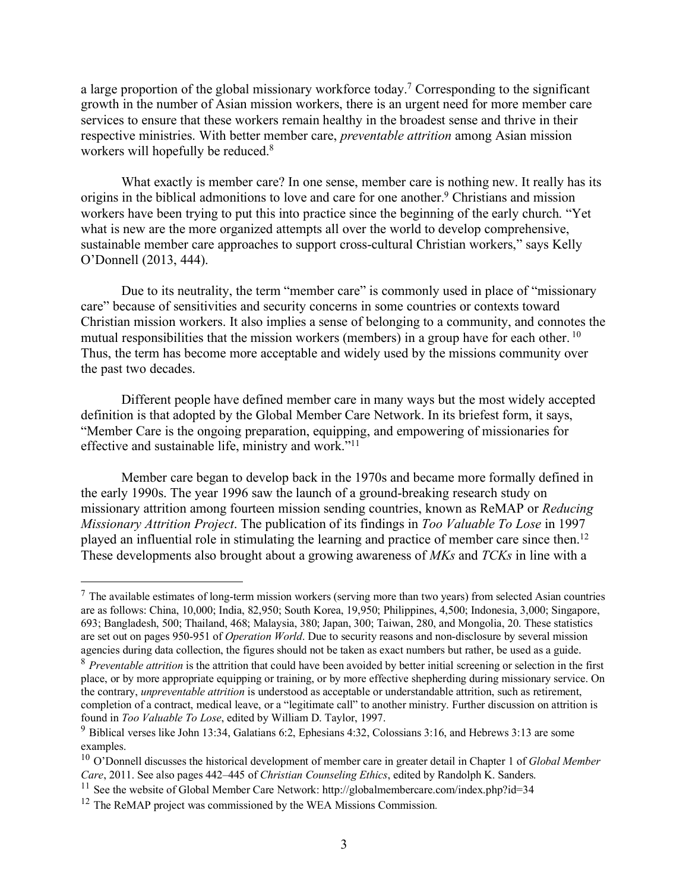a large proportion of the global missionary workforce today.[7] Corresponding to the significant growth in the number of Asian mission workers, there is an urgent need for more member care services to ensure that these workers remain healthy in the broadest sense and thrive in their respective ministries. With better member care, *preventable attrition* among Asian mission workers will hopefully be reduced.[8]

What exactly is member care? In one sense, member care is nothing new. It really has its origins in the biblical admonitions to love and care for one another.[9] Christians and mission workers have been trying to put this into practice since the beginning of the early church. "Yet what is new are the more organized attempts all over the world to develop comprehensive, sustainable member care approaches to support cross-cultural Christian workers," says Kelly O'Donnell (2013, 444).

Due to its neutrality, the term "member care" is commonly used in place of "missionary care" because of sensitivities and security concerns in some countries or contexts toward Christian mission workers. It also implies a sense of belonging to a community, and connotes the mutual responsibilities that the mission workers (members) in a group have for each other.[10] Thus, the term has become more acceptable and widely used by the missions community over the past two decades.

Different people have defined member care in many ways but the most widely accepted definition is that adopted by the Global Member Care Network. In its briefest form, it says, "Member Care is the ongoing preparation, equipping, and empowering of missionaries for effective and sustainable life, ministry and work."[11]

Member care began to develop back in the 1970s and became more formally defined in the early 1990s. The year 1996 saw the launch of a ground-breaking research study on missionary attrition among fourteen mission sending countries, known as ReMAP or *Reducing Missionary Attrition Project*. The publication of its findings in *Too Valuable To Lose* in 1997 played an influential role in stimulating the learning and practice of member care since then.[12] These developments also brought about a growing awareness of *MKs* and *TCKs* in line with a

---

[7] The available estimates of long-term mission workers (serving more than two years) from selected Asian countries are as follows: China, 10,000; India, 82,950; South Korea, 19,950; Philippines, 4,500; Indonesia, 3,000; Singapore, 693; Bangladesh, 500; Thailand, 468; Malaysia, 380; Japan, 300; Taiwan, 280, and Mongolia, 20. These statistics are set out on pages 950-951 of *Operation World*. Due to security reasons and non-disclosure by several mission agencies during data collection, the figures should not be taken as exact numbers but rather, be used as a guide.

[8] *Preventable attrition* is the attrition that could have been avoided by better initial screening or selection in the first place, or by more appropriate equipping or training, or by more effective shepherding during missionary service. On the contrary, *unpreventable attrition* is understood as acceptable or understandable attrition, such as retirement, completion of a contract, medical leave, or a "legitimate call" to another ministry. Further discussion on attrition is found in *Too Valuable To Lose*, edited by William D. Taylor, 1997.

[9] Biblical verses like John 13:34, Galatians 6:2, Ephesians 4:32, Colossians 3:16, and Hebrews 3:13 are some examples.

[10] O'Donnell discusses the historical development of member care in greater detail in Chapter 1 of *Global Member Care*, 2011. See also pages 442–445 of *Christian Counseling Ethics*, edited by Randolph K. Sanders.

[11] See the website of Global Member Care Network: http://globalmembercare.com/index.php?id=34

[12] The ReMAP project was commissioned by the WEA Missions Commission.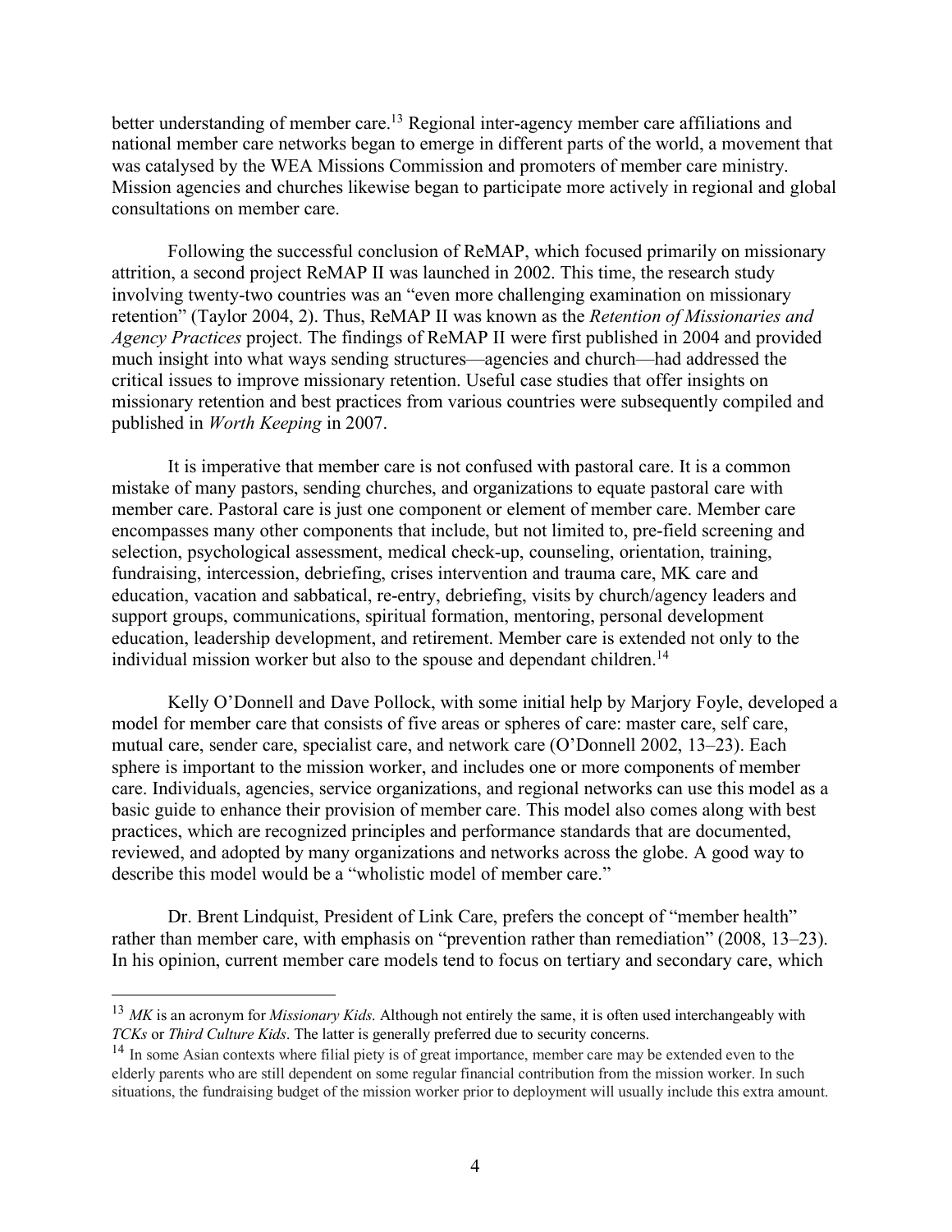better understanding of member care.[13] Regional inter-agency member care affiliations and national member care networks began to emerge in different parts of the world, a movement that was catalysed by the WEA Missions Commission and promoters of member care ministry. Mission agencies and churches likewise began to participate more actively in regional and global consultations on member care.

Following the successful conclusion of ReMAP, which focused primarily on missionary attrition, a second project ReMAP II was launched in 2002. This time, the research study involving twenty-two countries was an "even more challenging examination on missionary retention" (Taylor 2004, 2). Thus, ReMAP II was known as the *Retention of Missionaries and Agency Practices* project. The findings of ReMAP II were first published in 2004 and provided much insight into what ways sending structures—agencies and church—had addressed the critical issues to improve missionary retention. Useful case studies that offer insights on missionary retention and best practices from various countries were subsequently compiled and published in *Worth Keeping* in 2007.

It is imperative that member care is not confused with pastoral care. It is a common mistake of many pastors, sending churches, and organizations to equate pastoral care with member care. Pastoral care is just one component or element of member care. Member care encompasses many other components that include, but not limited to, pre-field screening and selection, psychological assessment, medical check-up, counseling, orientation, training, fundraising, intercession, debriefing, crises intervention and trauma care, MK care and education, vacation and sabbatical, re-entry, debriefing, visits by church/agency leaders and support groups, communications, spiritual formation, mentoring, personal development education, leadership development, and retirement. Member care is extended not only to the individual mission worker but also to the spouse and dependant children.[14]

Kelly O'Donnell and Dave Pollock, with some initial help by Marjory Foyle, developed a model for member care that consists of five areas or spheres of care: master care, self care, mutual care, sender care, specialist care, and network care (O'Donnell 2002, 13–23). Each sphere is important to the mission worker, and includes one or more components of member care. Individuals, agencies, service organizations, and regional networks can use this model as a basic guide to enhance their provision of member care. This model also comes along with best practices, which are recognized principles and performance standards that are documented, reviewed, and adopted by many organizations and networks across the globe. A good way to describe this model would be a "wholistic model of member care."

Dr. Brent Lindquist, President of Link Care, prefers the concept of "member health" rather than member care, with emphasis on "prevention rather than remediation" (2008, 13–23). In his opinion, current member care models tend to focus on tertiary and secondary care, which

---

[13] *MK* is an acronym for *Missionary Kids*. Although not entirely the same, it is often used interchangeably with *TCKs* or *Third Culture Kids*. The latter is generally preferred due to security concerns.

[14] In some Asian contexts where filial piety is of great importance, member care may be extended even to the elderly parents who are still dependent on some regular financial contribution from the mission worker. In such situations, the fundraising budget of the mission worker prior to deployment will usually include this extra amount.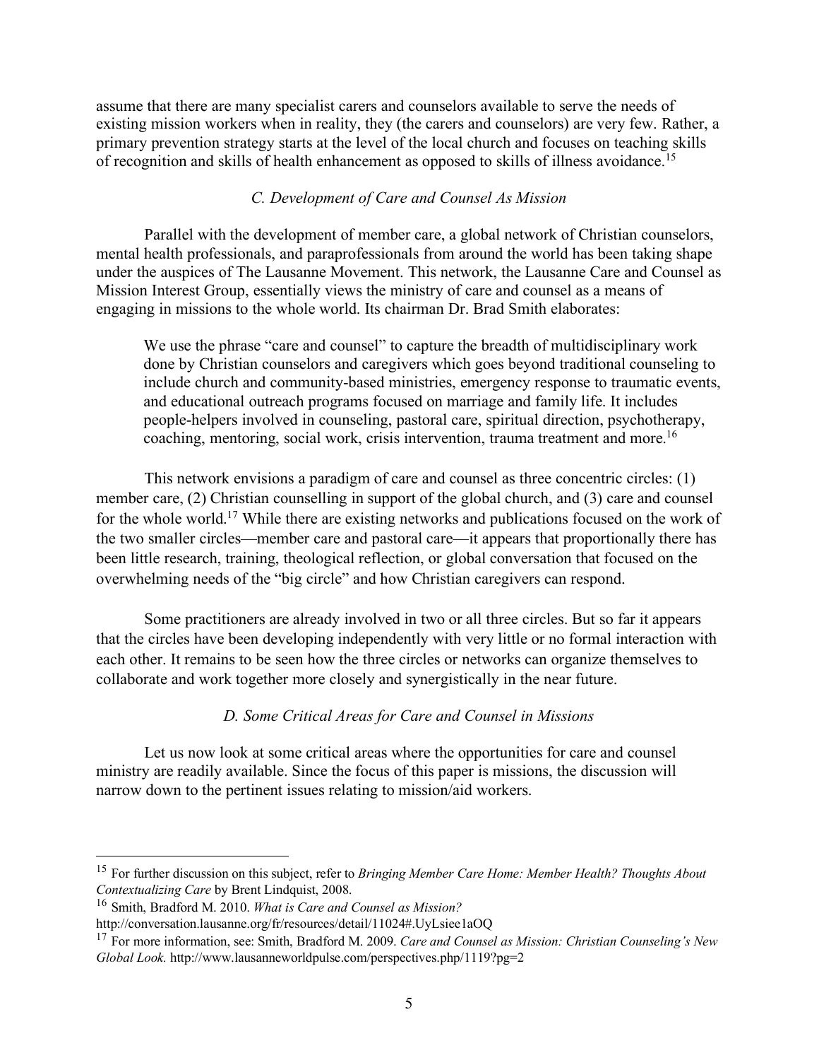assume that there are many specialist carers and counselors available to serve the needs of existing mission workers when in reality, they (the carers and counselors) are very few. Rather, a primary prevention strategy starts at the level of the local church and focuses on teaching skills of recognition and skills of health enhancement as opposed to skills of illness avoidance.[15]

### *C. Development of Care and Counsel As Mission*

Parallel with the development of member care, a global network of Christian counselors, mental health professionals, and paraprofessionals from around the world has been taking shape under the auspices of The Lausanne Movement. This network, the Lausanne Care and Counsel as Mission Interest Group, essentially views the ministry of care and counsel as a means of engaging in missions to the whole world. Its chairman Dr. Brad Smith elaborates:

> We use the phrase "care and counsel" to capture the breadth of multidisciplinary work done by Christian counselors and caregivers which goes beyond traditional counseling to include church and community-based ministries, emergency response to traumatic events, and educational outreach programs focused on marriage and family life. It includes people-helpers involved in counseling, pastoral care, spiritual direction, psychotherapy, coaching, mentoring, social work, crisis intervention, trauma treatment and more.[16]

This network envisions a paradigm of care and counsel as three concentric circles: (1) member care, (2) Christian counselling in support of the global church, and (3) care and counsel for the whole world.[17] While there are existing networks and publications focused on the work of the two smaller circles—member care and pastoral care—it appears that proportionally there has been little research, training, theological reflection, or global conversation that focused on the overwhelming needs of the "big circle" and how Christian caregivers can respond.

Some practitioners are already involved in two or all three circles. But so far it appears that the circles have been developing independently with very little or no formal interaction with each other. It remains to be seen how the three circles or networks can organize themselves to collaborate and work together more closely and synergistically in the near future.

### *D. Some Critical Areas for Care and Counsel in Missions*

Let us now look at some critical areas where the opportunities for care and counsel ministry are readily available. Since the focus of this paper is missions, the discussion will narrow down to the pertinent issues relating to mission/aid workers.

---

[15] For further discussion on this subject, refer to *Bringing Member Care Home: Member Health? Thoughts About Contextualizing Care* by Brent Lindquist, 2008.

[16] Smith, Bradford M. 2010. *What is Care and Counsel as Mission?* http://conversation.lausanne.org/fr/resources/detail/11024#.UyLsiee1aOQ

[17] For more information, see: Smith, Bradford M. 2009. *Care and Counsel as Mission: Christian Counseling's New Global Look.* http://www.lausanneworldpulse.com/perspectives.php/1119?pg=2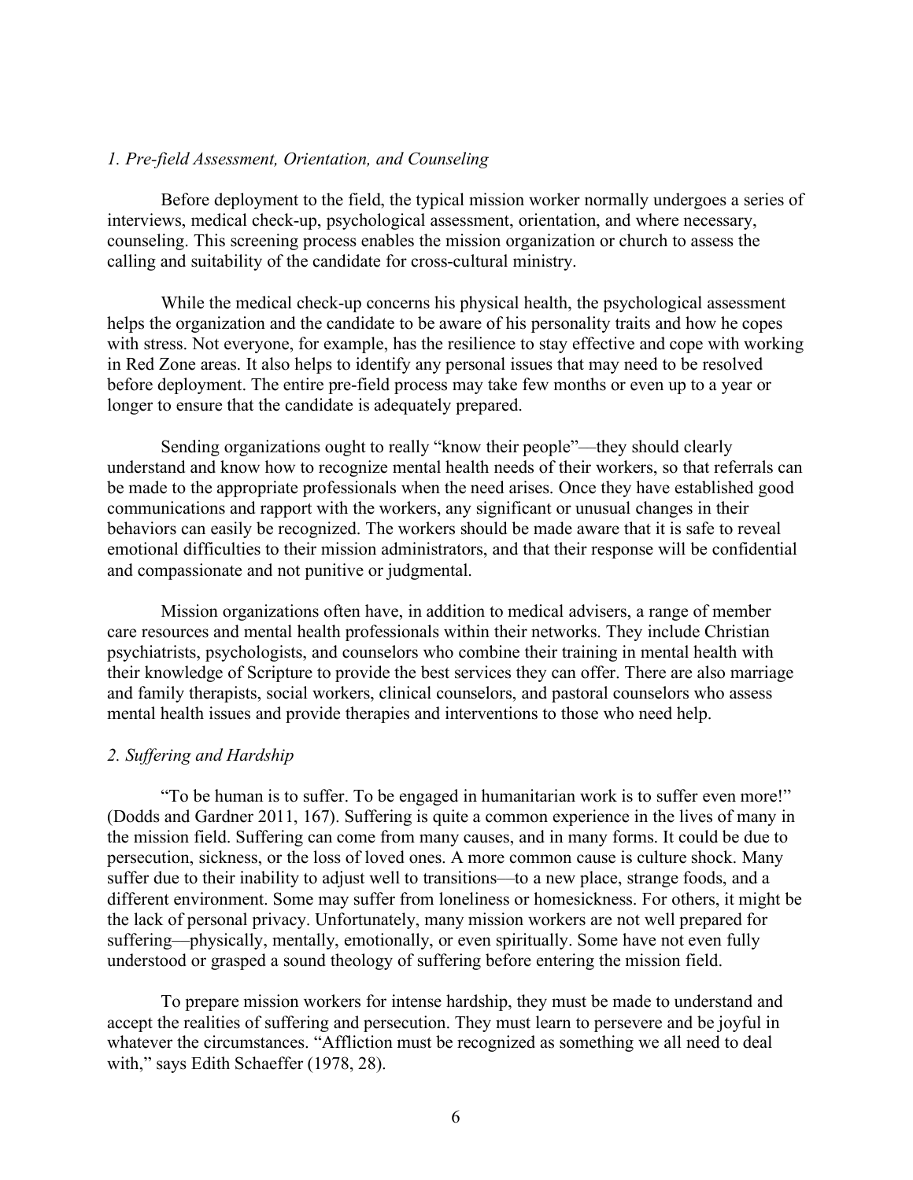*1. Pre-field Assessment, Orientation, and Counseling*

Before deployment to the field, the typical mission worker normally undergoes a series of interviews, medical check-up, psychological assessment, orientation, and where necessary, counseling. This screening process enables the mission organization or church to assess the calling and suitability of the candidate for cross-cultural ministry.

While the medical check-up concerns his physical health, the psychological assessment helps the organization and the candidate to be aware of his personality traits and how he copes with stress. Not everyone, for example, has the resilience to stay effective and cope with working in Red Zone areas. It also helps to identify any personal issues that may need to be resolved before deployment. The entire pre-field process may take few months or even up to a year or longer to ensure that the candidate is adequately prepared.

Sending organizations ought to really "know their people"—they should clearly understand and know how to recognize mental health needs of their workers, so that referrals can be made to the appropriate professionals when the need arises. Once they have established good communications and rapport with the workers, any significant or unusual changes in their behaviors can easily be recognized. The workers should be made aware that it is safe to reveal emotional difficulties to their mission administrators, and that their response will be confidential and compassionate and not punitive or judgmental.

Mission organizations often have, in addition to medical advisers, a range of member care resources and mental health professionals within their networks. They include Christian psychiatrists, psychologists, and counselors who combine their training in mental health with their knowledge of Scripture to provide the best services they can offer. There are also marriage and family therapists, social workers, clinical counselors, and pastoral counselors who assess mental health issues and provide therapies and interventions to those who need help.

*2. Suffering and Hardship*

"To be human is to suffer. To be engaged in humanitarian work is to suffer even more!" (Dodds and Gardner 2011, 167). Suffering is quite a common experience in the lives of many in the mission field. Suffering can come from many causes, and in many forms. It could be due to persecution, sickness, or the loss of loved ones. A more common cause is culture shock. Many suffer due to their inability to adjust well to transitions—to a new place, strange foods, and a different environment. Some may suffer from loneliness or homesickness. For others, it might be the lack of personal privacy. Unfortunately, many mission workers are not well prepared for suffering—physically, mentally, emotionally, or even spiritually. Some have not even fully understood or grasped a sound theology of suffering before entering the mission field.

To prepare mission workers for intense hardship, they must be made to understand and accept the realities of suffering and persecution. They must learn to persevere and be joyful in whatever the circumstances. "Affliction must be recognized as something we all need to deal with," says Edith Schaeffer (1978, 28).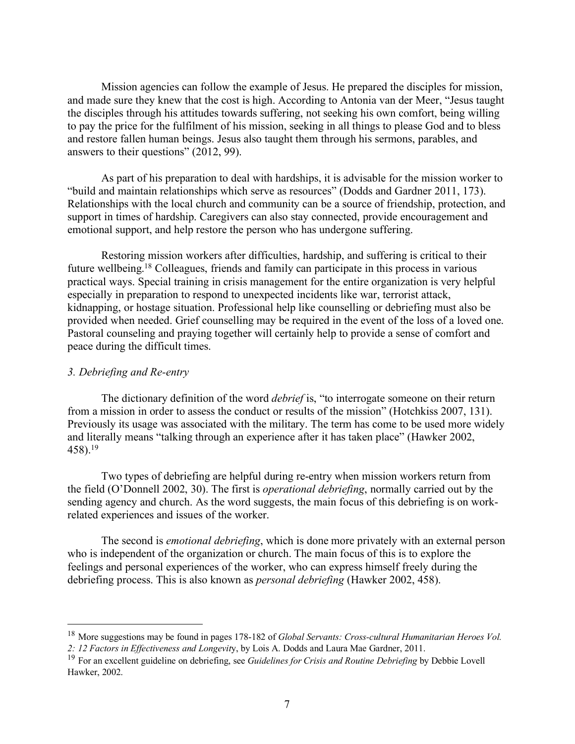Mission agencies can follow the example of Jesus. He prepared the disciples for mission, and made sure they knew that the cost is high. According to Antonia van der Meer, "Jesus taught the disciples through his attitudes towards suffering, not seeking his own comfort, being willing to pay the price for the fulfilment of his mission, seeking in all things to please God and to bless and restore fallen human beings. Jesus also taught them through his sermons, parables, and answers to their questions" (2012, 99).

As part of his preparation to deal with hardships, it is advisable for the mission worker to "build and maintain relationships which serve as resources" (Dodds and Gardner 2011, 173). Relationships with the local church and community can be a source of friendship, protection, and support in times of hardship. Caregivers can also stay connected, provide encouragement and emotional support, and help restore the person who has undergone suffering.

Restoring mission workers after difficulties, hardship, and suffering is critical to their future wellbeing.[18] Colleagues, friends and family can participate in this process in various practical ways. Special training in crisis management for the entire organization is very helpful especially in preparation to respond to unexpected incidents like war, terrorist attack, kidnapping, or hostage situation. Professional help like counselling or debriefing must also be provided when needed. Grief counselling may be required in the event of the loss of a loved one. Pastoral counseling and praying together will certainly help to provide a sense of comfort and peace during the difficult times.

### *3. Debriefing and Re-entry*

The dictionary definition of the word *debrief* is, "to interrogate someone on their return from a mission in order to assess the conduct or results of the mission" (Hotchkiss 2007, 131). Previously its usage was associated with the military. The term has come to be used more widely and literally means "talking through an experience after it has taken place" (Hawker 2002, 458).[19]

Two types of debriefing are helpful during re-entry when mission workers return from the field (O'Donnell 2002, 30). The first is *operational debriefing*, normally carried out by the sending agency and church. As the word suggests, the main focus of this debriefing is on work-related experiences and issues of the worker.

The second is *emotional debriefing*, which is done more privately with an external person who is independent of the organization or church. The main focus of this is to explore the feelings and personal experiences of the worker, who can express himself freely during the debriefing process. This is also known as *personal debriefing* (Hawker 2002, 458).

---

[18] More suggestions may be found in pages 178-182 of *Global Servants: Cross-cultural Humanitarian Heroes Vol. 2: 12 Factors in Effectiveness and Longevity*, by Lois A. Dodds and Laura Mae Gardner, 2011.

[19] For an excellent guideline on debriefing, see *Guidelines for Crisis and Routine Debriefing* by Debbie Lovell Hawker, 2002.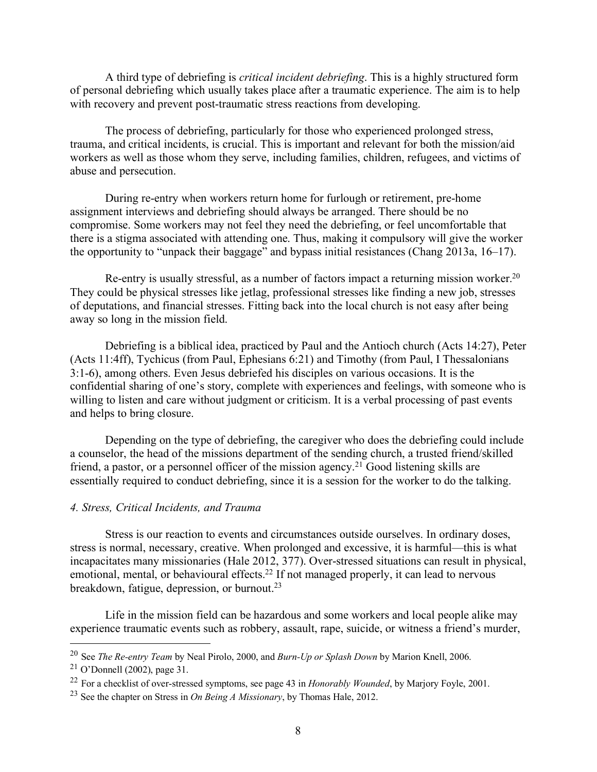A third type of debriefing is *critical incident debriefing*. This is a highly structured form of personal debriefing which usually takes place after a traumatic experience. The aim is to help with recovery and prevent post-traumatic stress reactions from developing.

The process of debriefing, particularly for those who experienced prolonged stress, trauma, and critical incidents, is crucial. This is important and relevant for both the mission/aid workers as well as those whom they serve, including families, children, refugees, and victims of abuse and persecution.

During re-entry when workers return home for furlough or retirement, pre-home assignment interviews and debriefing should always be arranged. There should be no compromise. Some workers may not feel they need the debriefing, or feel uncomfortable that there is a stigma associated with attending one. Thus, making it compulsory will give the worker the opportunity to "unpack their baggage" and bypass initial resistances (Chang 2013a, 16–17).

Re-entry is usually stressful, as a number of factors impact a returning mission worker.[20] They could be physical stresses like jetlag, professional stresses like finding a new job, stresses of deputations, and financial stresses. Fitting back into the local church is not easy after being away so long in the mission field.

Debriefing is a biblical idea, practiced by Paul and the Antioch church (Acts 14:27), Peter (Acts 11:4ff), Tychicus (from Paul, Ephesians 6:21) and Timothy (from Paul, I Thessalonians 3:1-6), among others. Even Jesus debriefed his disciples on various occasions. It is the confidential sharing of one's story, complete with experiences and feelings, with someone who is willing to listen and care without judgment or criticism. It is a verbal processing of past events and helps to bring closure.

Depending on the type of debriefing, the caregiver who does the debriefing could include a counselor, the head of the missions department of the sending church, a trusted friend/skilled friend, a pastor, or a personnel officer of the mission agency.[21] Good listening skills are essentially required to conduct debriefing, since it is a session for the worker to do the talking.

### *4. Stress, Critical Incidents, and Trauma*

Stress is our reaction to events and circumstances outside ourselves. In ordinary doses, stress is normal, necessary, creative. When prolonged and excessive, it is harmful—this is what incapacitates many missionaries (Hale 2012, 377). Over-stressed situations can result in physical, emotional, mental, or behavioural effects.[22] If not managed properly, it can lead to nervous breakdown, fatigue, depression, or burnout.[23]

Life in the mission field can be hazardous and some workers and local people alike may experience traumatic events such as robbery, assault, rape, suicide, or witness a friend's murder,

---

[20] See *The Re-entry Team* by Neal Pirolo, 2000, and *Burn-Up or Splash Down* by Marion Knell, 2006.

[21] O'Donnell (2002), page 31.

[22] For a checklist of over-stressed symptoms, see page 43 in *Honorably Wounded*, by Marjory Foyle, 2001.

[23] See the chapter on Stress in *On Being A Missionary*, by Thomas Hale, 2012.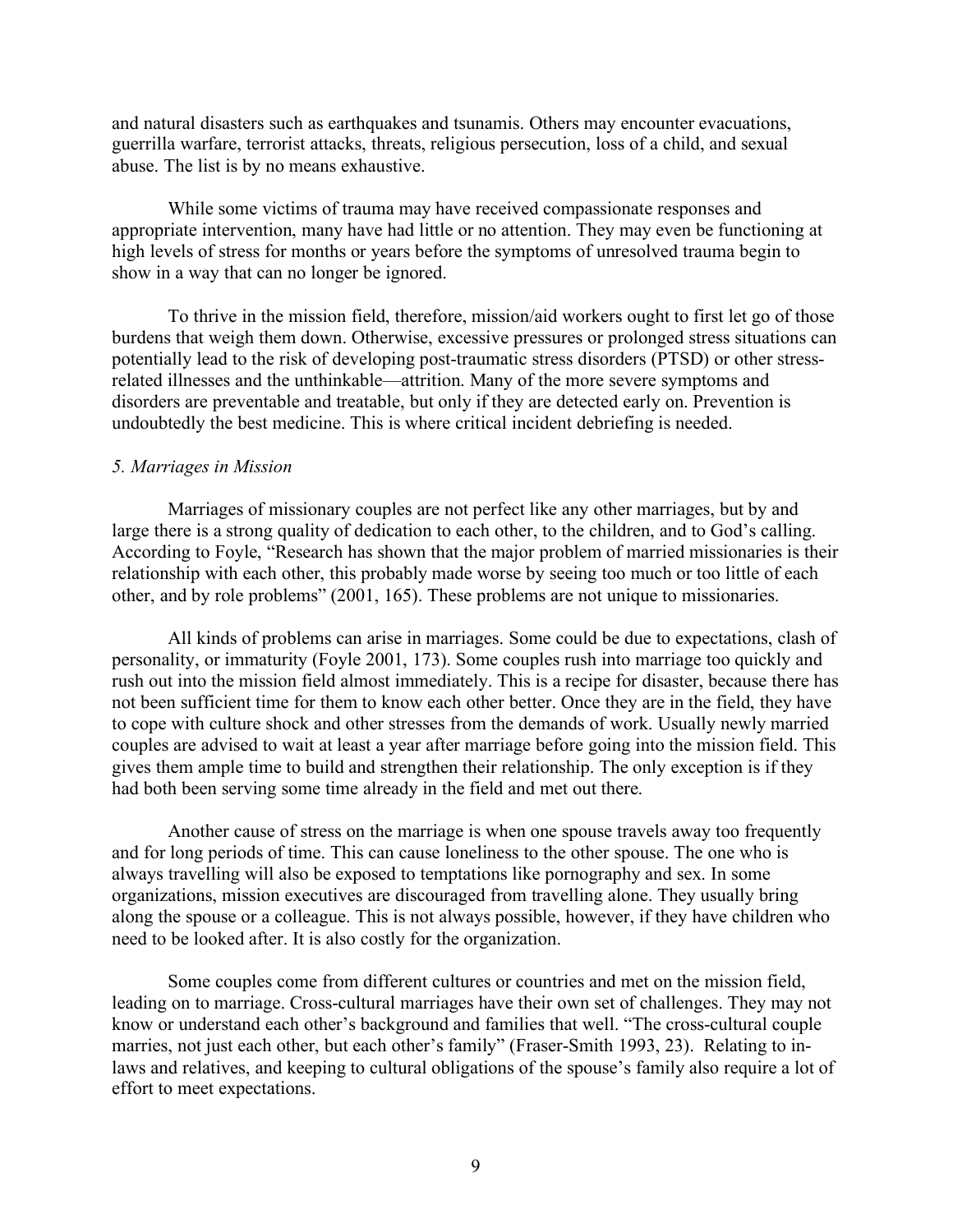and natural disasters such as earthquakes and tsunamis. Others may encounter evacuations, guerrilla warfare, terrorist attacks, threats, religious persecution, loss of a child, and sexual abuse. The list is by no means exhaustive.

While some victims of trauma may have received compassionate responses and appropriate intervention, many have had little or no attention. They may even be functioning at high levels of stress for months or years before the symptoms of unresolved trauma begin to show in a way that can no longer be ignored.

To thrive in the mission field, therefore, mission/aid workers ought to first let go of those burdens that weigh them down. Otherwise, excessive pressures or prolonged stress situations can potentially lead to the risk of developing post-traumatic stress disorders (PTSD) or other stress-related illnesses and the unthinkable—attrition. Many of the more severe symptoms and disorders are preventable and treatable, but only if they are detected early on. Prevention is undoubtedly the best medicine. This is where critical incident debriefing is needed.

### *5. Marriages in Mission*

Marriages of missionary couples are not perfect like any other marriages, but by and large there is a strong quality of dedication to each other, to the children, and to God's calling. According to Foyle, "Research has shown that the major problem of married missionaries is their relationship with each other, this probably made worse by seeing too much or too little of each other, and by role problems" (2001, 165). These problems are not unique to missionaries.

All kinds of problems can arise in marriages. Some could be due to expectations, clash of personality, or immaturity (Foyle 2001, 173). Some couples rush into marriage too quickly and rush out into the mission field almost immediately. This is a recipe for disaster, because there has not been sufficient time for them to know each other better. Once they are in the field, they have to cope with culture shock and other stresses from the demands of work. Usually newly married couples are advised to wait at least a year after marriage before going into the mission field. This gives them ample time to build and strengthen their relationship. The only exception is if they had both been serving some time already in the field and met out there.

Another cause of stress on the marriage is when one spouse travels away too frequently and for long periods of time. This can cause loneliness to the other spouse. The one who is always travelling will also be exposed to temptations like pornography and sex. In some organizations, mission executives are discouraged from travelling alone. They usually bring along the spouse or a colleague. This is not always possible, however, if they have children who need to be looked after. It is also costly for the organization.

Some couples come from different cultures or countries and met on the mission field, leading on to marriage. Cross-cultural marriages have their own set of challenges. They may not know or understand each other's background and families that well. "The cross-cultural couple marries, not just each other, but each other's family" (Fraser-Smith 1993, 23). Relating to in-laws and relatives, and keeping to cultural obligations of the spouse's family also require a lot of effort to meet expectations.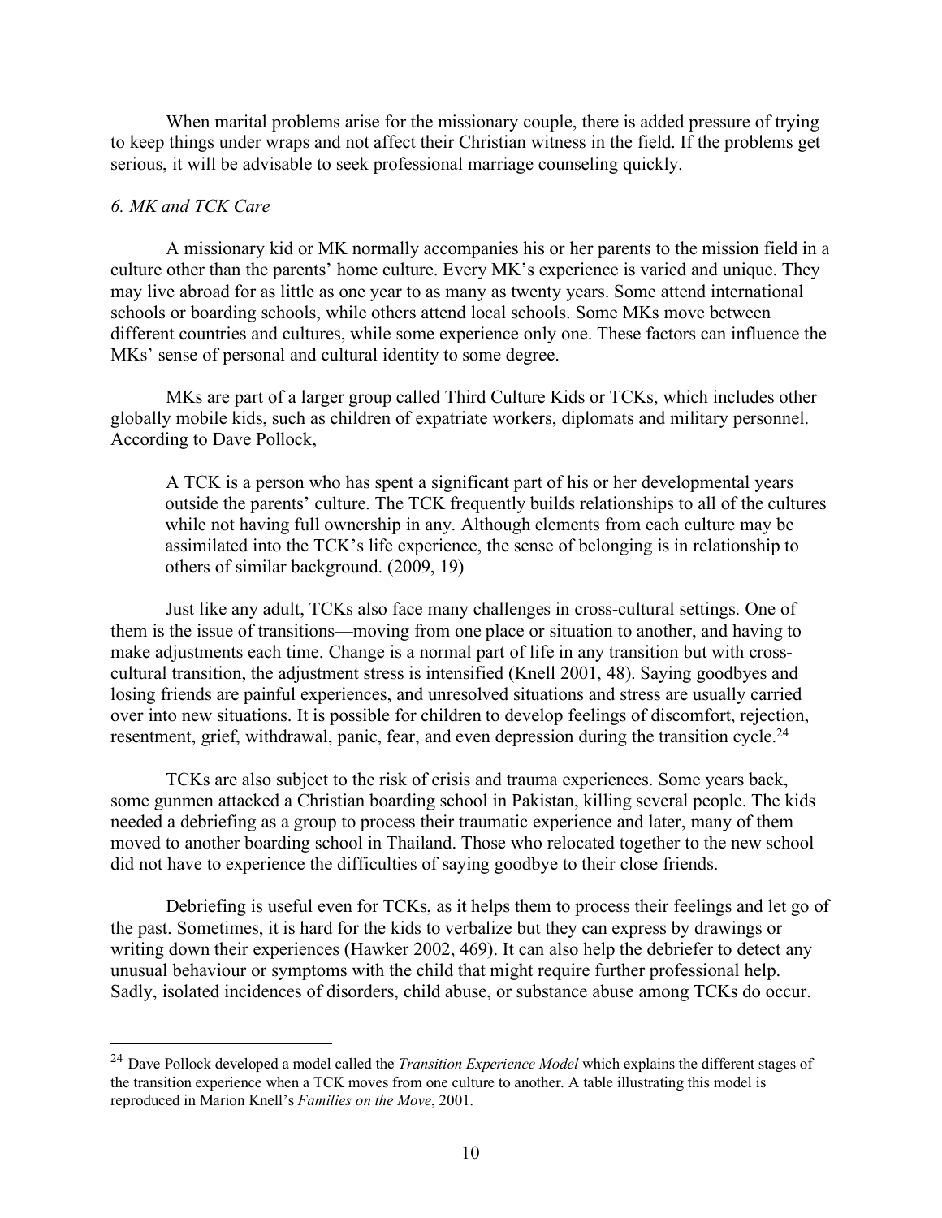When marital problems arise for the missionary couple, there is added pressure of trying to keep things under wraps and not affect their Christian witness in the field. If the problems get serious, it will be advisable to seek professional marriage counseling quickly.

*6. MK and TCK Care*

A missionary kid or MK normally accompanies his or her parents to the mission field in a culture other than the parents' home culture. Every MK's experience is varied and unique. They may live abroad for as little as one year to as many as twenty years. Some attend international schools or boarding schools, while others attend local schools. Some MKs move between different countries and cultures, while some experience only one. These factors can influence the MKs' sense of personal and cultural identity to some degree.

MKs are part of a larger group called Third Culture Kids or TCKs, which includes other globally mobile kids, such as children of expatriate workers, diplomats and military personnel. According to Dave Pollock,

> A TCK is a person who has spent a significant part of his or her developmental years outside the parents' culture. The TCK frequently builds relationships to all of the cultures while not having full ownership in any. Although elements from each culture may be assimilated into the TCK's life experience, the sense of belonging is in relationship to others of similar background. (2009, 19)

Just like any adult, TCKs also face many challenges in cross-cultural settings. One of them is the issue of transitions—moving from one place or situation to another, and having to make adjustments each time. Change is a normal part of life in any transition but with cross-cultural transition, the adjustment stress is intensified (Knell 2001, 48). Saying goodbyes and losing friends are painful experiences, and unresolved situations and stress are usually carried over into new situations. It is possible for children to develop feelings of discomfort, rejection, resentment, grief, withdrawal, panic, fear, and even depression during the transition cycle.[24]

TCKs are also subject to the risk of crisis and trauma experiences. Some years back, some gunmen attacked a Christian boarding school in Pakistan, killing several people. The kids needed a debriefing as a group to process their traumatic experience and later, many of them moved to another boarding school in Thailand. Those who relocated together to the new school did not have to experience the difficulties of saying goodbye to their close friends.

Debriefing is useful even for TCKs, as it helps them to process their feelings and let go of the past. Sometimes, it is hard for the kids to verbalize but they can express by drawings or writing down their experiences (Hawker 2002, 469). It can also help the debriefer to detect any unusual behaviour or symptoms with the child that might require further professional help. Sadly, isolated incidences of disorders, child abuse, or substance abuse among TCKs do occur.

---

[24] Dave Pollock developed a model called the *Transition Experience Model* which explains the different stages of the transition experience when a TCK moves from one culture to another. A table illustrating this model is reproduced in Marion Knell's *Families on the Move*, 2001.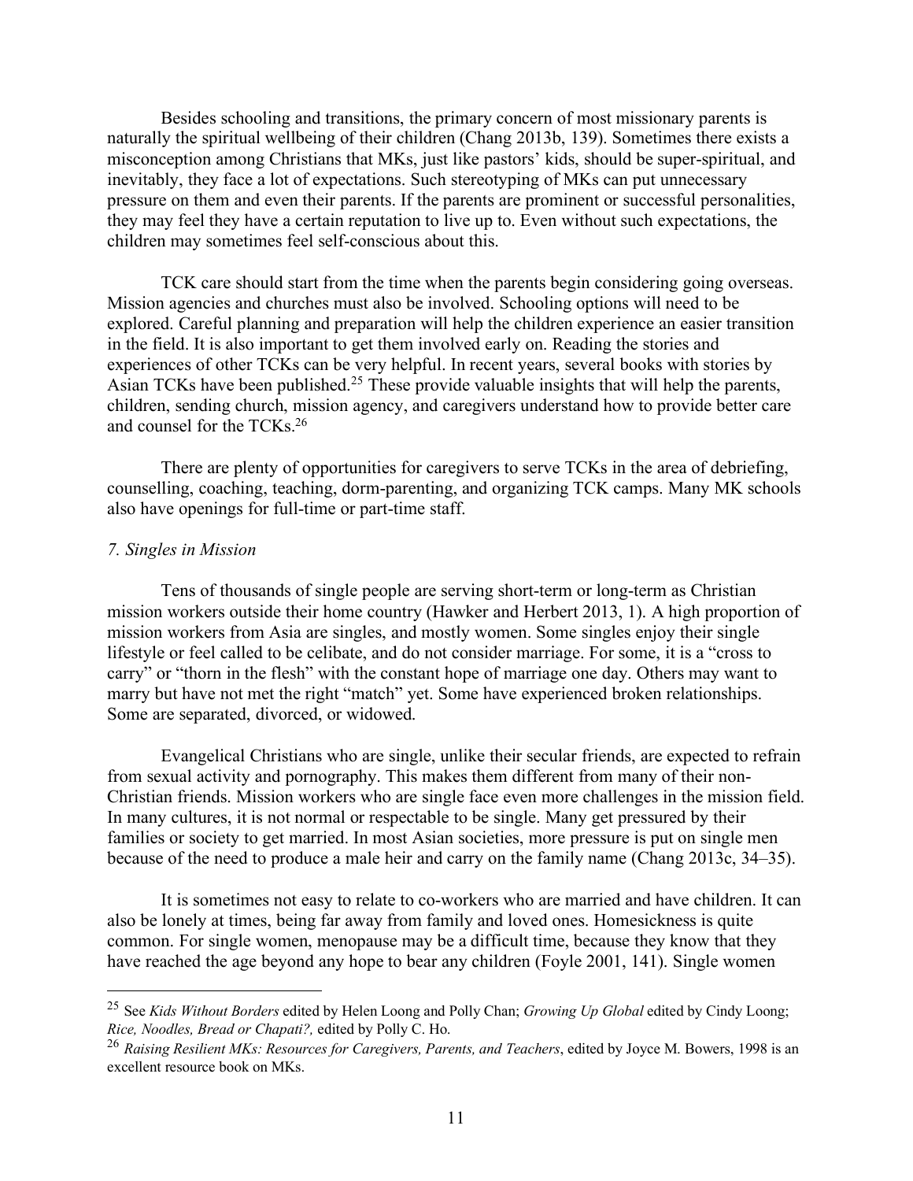Besides schooling and transitions, the primary concern of most missionary parents is naturally the spiritual wellbeing of their children (Chang 2013b, 139). Sometimes there exists a misconception among Christians that MKs, just like pastors' kids, should be super-spiritual, and inevitably, they face a lot of expectations. Such stereotyping of MKs can put unnecessary pressure on them and even their parents. If the parents are prominent or successful personalities, they may feel they have a certain reputation to live up to. Even without such expectations, the children may sometimes feel self-conscious about this.

TCK care should start from the time when the parents begin considering going overseas. Mission agencies and churches must also be involved. Schooling options will need to be explored. Careful planning and preparation will help the children experience an easier transition in the field. It is also important to get them involved early on. Reading the stories and experiences of other TCKs can be very helpful. In recent years, several books with stories by Asian TCKs have been published.[25] These provide valuable insights that will help the parents, children, sending church, mission agency, and caregivers understand how to provide better care and counsel for the TCKs.[26]

There are plenty of opportunities for caregivers to serve TCKs in the area of debriefing, counselling, coaching, teaching, dorm-parenting, and organizing TCK camps. Many MK schools also have openings for full-time or part-time staff.

*7. Singles in Mission*

Tens of thousands of single people are serving short-term or long-term as Christian mission workers outside their home country (Hawker and Herbert 2013, 1). A high proportion of mission workers from Asia are singles, and mostly women. Some singles enjoy their single lifestyle or feel called to be celibate, and do not consider marriage. For some, it is a "cross to carry" or "thorn in the flesh" with the constant hope of marriage one day. Others may want to marry but have not met the right "match" yet. Some have experienced broken relationships. Some are separated, divorced, or widowed.

Evangelical Christians who are single, unlike their secular friends, are expected to refrain from sexual activity and pornography. This makes them different from many of their non-Christian friends. Mission workers who are single face even more challenges in the mission field. In many cultures, it is not normal or respectable to be single. Many get pressured by their families or society to get married. In most Asian societies, more pressure is put on single men because of the need to produce a male heir and carry on the family name (Chang 2013c, 34–35).

It is sometimes not easy to relate to co-workers who are married and have children. It can also be lonely at times, being far away from family and loved ones. Homesickness is quite common. For single women, menopause may be a difficult time, because they know that they have reached the age beyond any hope to bear any children (Foyle 2001, 141). Single women

---

[25] See *Kids Without Borders* edited by Helen Loong and Polly Chan; *Growing Up Global* edited by Cindy Loong; *Rice, Noodles, Bread or Chapati?,* edited by Polly C. Ho.

[26] *Raising Resilient MKs: Resources for Caregivers, Parents, and Teachers*, edited by Joyce M. Bowers, 1998 is an excellent resource book on MKs.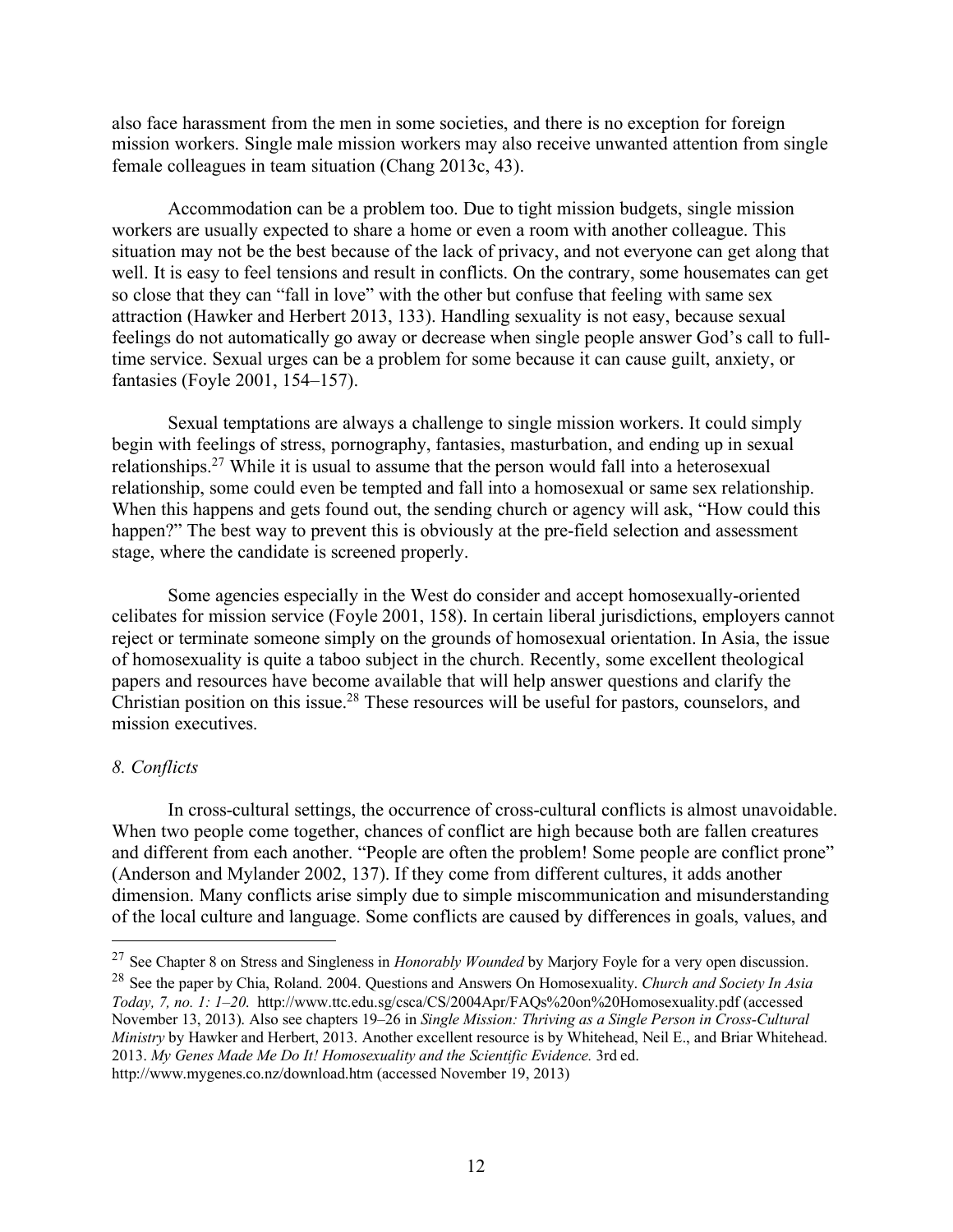also face harassment from the men in some societies, and there is no exception for foreign mission workers. Single male mission workers may also receive unwanted attention from single female colleagues in team situation (Chang 2013c, 43).

Accommodation can be a problem too. Due to tight mission budgets, single mission workers are usually expected to share a home or even a room with another colleague. This situation may not be the best because of the lack of privacy, and not everyone can get along that well. It is easy to feel tensions and result in conflicts. On the contrary, some housemates can get so close that they can "fall in love" with the other but confuse that feeling with same sex attraction (Hawker and Herbert 2013, 133). Handling sexuality is not easy, because sexual feelings do not automatically go away or decrease when single people answer God's call to full-time service. Sexual urges can be a problem for some because it can cause guilt, anxiety, or fantasies (Foyle 2001, 154–157).

Sexual temptations are always a challenge to single mission workers. It could simply begin with feelings of stress, pornography, fantasies, masturbation, and ending up in sexual relationships.[27] While it is usual to assume that the person would fall into a heterosexual relationship, some could even be tempted and fall into a homosexual or same sex relationship. When this happens and gets found out, the sending church or agency will ask, "How could this happen?" The best way to prevent this is obviously at the pre-field selection and assessment stage, where the candidate is screened properly.

Some agencies especially in the West do consider and accept homosexually-oriented celibates for mission service (Foyle 2001, 158). In certain liberal jurisdictions, employers cannot reject or terminate someone simply on the grounds of homosexual orientation. In Asia, the issue of homosexuality is quite a taboo subject in the church. Recently, some excellent theological papers and resources have become available that will help answer questions and clarify the Christian position on this issue.[28] These resources will be useful for pastors, counselors, and mission executives.

*8. Conflicts*

In cross-cultural settings, the occurrence of cross-cultural conflicts is almost unavoidable. When two people come together, chances of conflict are high because both are fallen creatures and different from each another. "People are often the problem! Some people are conflict prone" (Anderson and Mylander 2002, 137). If they come from different cultures, it adds another dimension. Many conflicts arise simply due to simple miscommunication and misunderstanding of the local culture and language. Some conflicts are caused by differences in goals, values, and

---

[27] See Chapter 8 on Stress and Singleness in *Honorably Wounded* by Marjory Foyle for a very open discussion.

[28] See the paper by Chia, Roland. 2004. Questions and Answers On Homosexuality. *Church and Society In Asia Today, 7, no. 1: 1–20*. http://www.ttc.edu.sg/csca/CS/2004Apr/FAQs%20on%20Homosexuality.pdf (accessed November 13, 2013). Also see chapters 19–26 in *Single Mission: Thriving as a Single Person in Cross-Cultural Ministry* by Hawker and Herbert, 2013. Another excellent resource is by Whitehead, Neil E., and Briar Whitehead. 2013. *My Genes Made Me Do It! Homosexuality and the Scientific Evidence.* 3rd ed. http://www.mygenes.co.nz/download.htm (accessed November 19, 2013)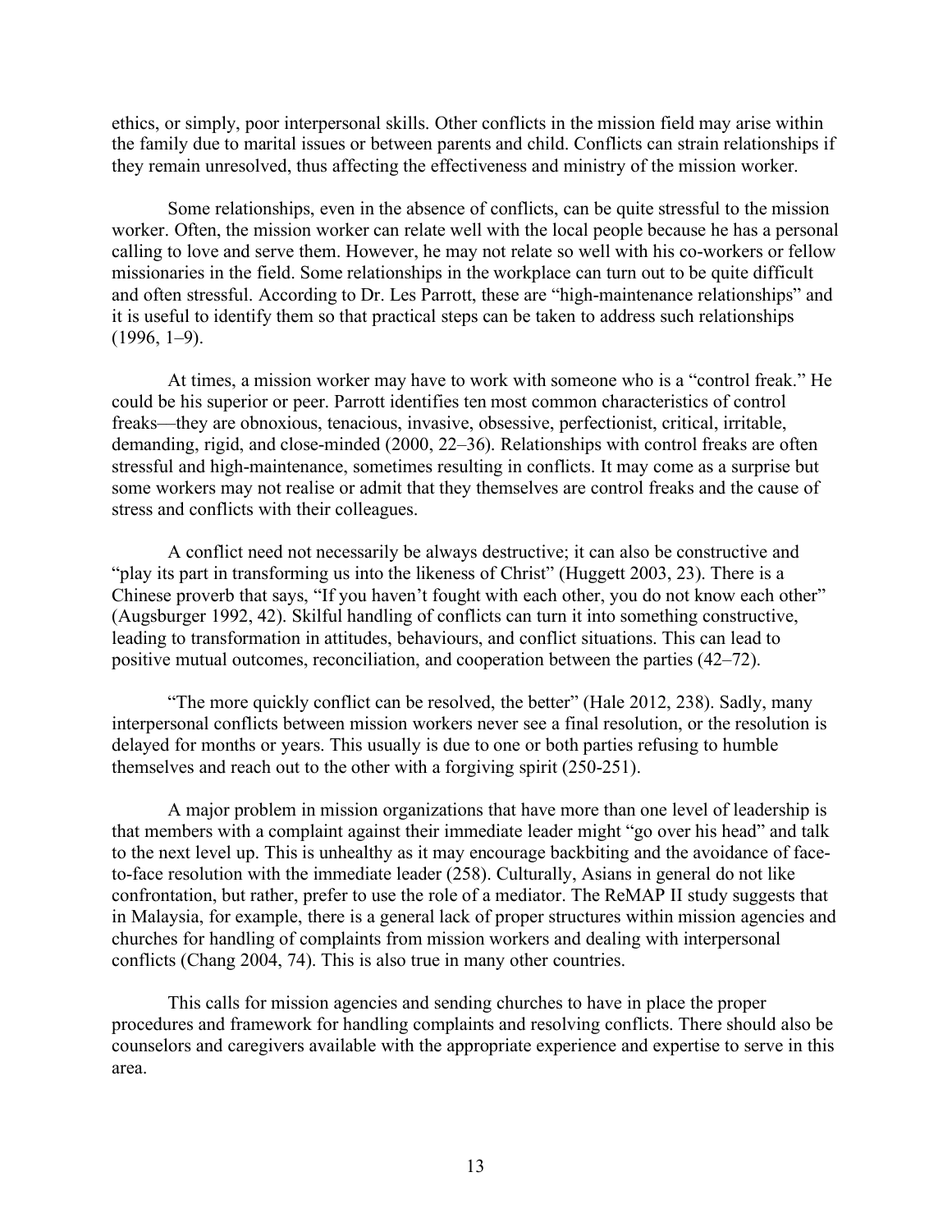ethics, or simply, poor interpersonal skills. Other conflicts in the mission field may arise within the family due to marital issues or between parents and child. Conflicts can strain relationships if they remain unresolved, thus affecting the effectiveness and ministry of the mission worker.

Some relationships, even in the absence of conflicts, can be quite stressful to the mission worker. Often, the mission worker can relate well with the local people because he has a personal calling to love and serve them. However, he may not relate so well with his co-workers or fellow missionaries in the field. Some relationships in the workplace can turn out to be quite difficult and often stressful. According to Dr. Les Parrott, these are "high-maintenance relationships" and it is useful to identify them so that practical steps can be taken to address such relationships (1996, 1–9).

At times, a mission worker may have to work with someone who is a "control freak." He could be his superior or peer. Parrott identifies ten most common characteristics of control freaks—they are obnoxious, tenacious, invasive, obsessive, perfectionist, critical, irritable, demanding, rigid, and close-minded (2000, 22–36). Relationships with control freaks are often stressful and high-maintenance, sometimes resulting in conflicts. It may come as a surprise but some workers may not realise or admit that they themselves are control freaks and the cause of stress and conflicts with their colleagues.

A conflict need not necessarily be always destructive; it can also be constructive and "play its part in transforming us into the likeness of Christ" (Huggett 2003, 23). There is a Chinese proverb that says, "If you haven't fought with each other, you do not know each other" (Augsburger 1992, 42). Skilful handling of conflicts can turn it into something constructive, leading to transformation in attitudes, behaviours, and conflict situations. This can lead to positive mutual outcomes, reconciliation, and cooperation between the parties (42–72).

"The more quickly conflict can be resolved, the better" (Hale 2012, 238). Sadly, many interpersonal conflicts between mission workers never see a final resolution, or the resolution is delayed for months or years. This usually is due to one or both parties refusing to humble themselves and reach out to the other with a forgiving spirit (250-251).

A major problem in mission organizations that have more than one level of leadership is that members with a complaint against their immediate leader might "go over his head" and talk to the next level up. This is unhealthy as it may encourage backbiting and the avoidance of face-to-face resolution with the immediate leader (258). Culturally, Asians in general do not like confrontation, but rather, prefer to use the role of a mediator. The ReMAP II study suggests that in Malaysia, for example, there is a general lack of proper structures within mission agencies and churches for handling of complaints from mission workers and dealing with interpersonal conflicts (Chang 2004, 74). This is also true in many other countries.

This calls for mission agencies and sending churches to have in place the proper procedures and framework for handling complaints and resolving conflicts. There should also be counselors and caregivers available with the appropriate experience and expertise to serve in this area.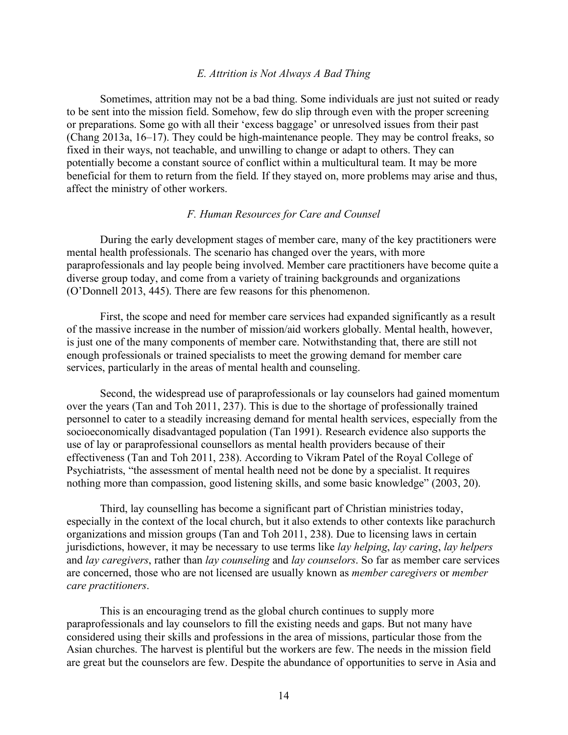### *E. Attrition is Not Always A Bad Thing*

Sometimes, attrition may not be a bad thing. Some individuals are just not suited or ready to be sent into the mission field. Somehow, few do slip through even with the proper screening or preparations. Some go with all their 'excess baggage' or unresolved issues from their past (Chang 2013a, 16–17). They could be high-maintenance people. They may be control freaks, so fixed in their ways, not teachable, and unwilling to change or adapt to others. They can potentially become a constant source of conflict within a multicultural team. It may be more beneficial for them to return from the field. If they stayed on, more problems may arise and thus, affect the ministry of other workers.

### *F. Human Resources for Care and Counsel*

During the early development stages of member care, many of the key practitioners were mental health professionals. The scenario has changed over the years, with more paraprofessionals and lay people being involved. Member care practitioners have become quite a diverse group today, and come from a variety of training backgrounds and organizations (O'Donnell 2013, 445). There are few reasons for this phenomenon.

First, the scope and need for member care services had expanded significantly as a result of the massive increase in the number of mission/aid workers globally. Mental health, however, is just one of the many components of member care. Notwithstanding that, there are still not enough professionals or trained specialists to meet the growing demand for member care services, particularly in the areas of mental health and counseling.

Second, the widespread use of paraprofessionals or lay counselors had gained momentum over the years (Tan and Toh 2011, 237). This is due to the shortage of professionally trained personnel to cater to a steadily increasing demand for mental health services, especially from the socioeconomically disadvantaged population (Tan 1991). Research evidence also supports the use of lay or paraprofessional counsellors as mental health providers because of their effectiveness (Tan and Toh 2011, 238). According to Vikram Patel of the Royal College of Psychiatrists, "the assessment of mental health need not be done by a specialist. It requires nothing more than compassion, good listening skills, and some basic knowledge" (2003, 20).

Third, lay counselling has become a significant part of Christian ministries today, especially in the context of the local church, but it also extends to other contexts like parachurch organizations and mission groups (Tan and Toh 2011, 238). Due to licensing laws in certain jurisdictions, however, it may be necessary to use terms like *lay helping*, *lay caring*, *lay helpers* and *lay caregivers*, rather than *lay counseling* and *lay counselors*. So far as member care services are concerned, those who are not licensed are usually known as *member caregivers* or *member care practitioners*.

This is an encouraging trend as the global church continues to supply more paraprofessionals and lay counselors to fill the existing needs and gaps. But not many have considered using their skills and professions in the area of missions, particular those from the Asian churches. The harvest is plentiful but the workers are few. The needs in the mission field are great but the counselors are few. Despite the abundance of opportunities to serve in Asia and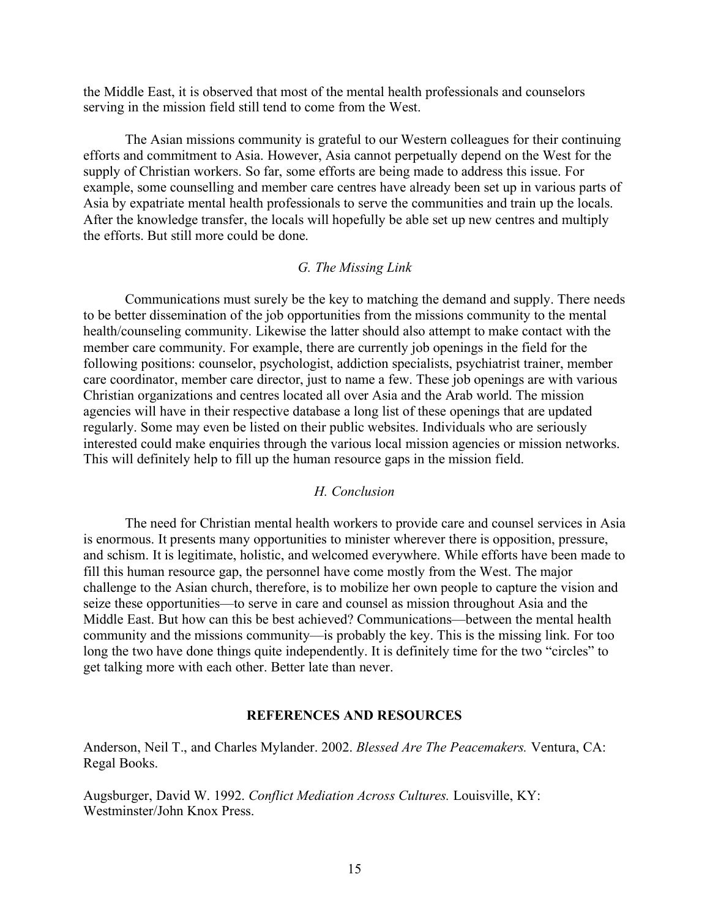the Middle East, it is observed that most of the mental health professionals and counselors serving in the mission field still tend to come from the West.

The Asian missions community is grateful to our Western colleagues for their continuing efforts and commitment to Asia. However, Asia cannot perpetually depend on the West for the supply of Christian workers. So far, some efforts are being made to address this issue. For example, some counselling and member care centres have already been set up in various parts of Asia by expatriate mental health professionals to serve the communities and train up the locals. After the knowledge transfer, the locals will hopefully be able set up new centres and multiply the efforts. But still more could be done.

### *G. The Missing Link*

Communications must surely be the key to matching the demand and supply. There needs to be better dissemination of the job opportunities from the missions community to the mental health/counseling community. Likewise the latter should also attempt to make contact with the member care community. For example, there are currently job openings in the field for the following positions: counselor, psychologist, addiction specialists, psychiatrist trainer, member care coordinator, member care director, just to name a few. These job openings are with various Christian organizations and centres located all over Asia and the Arab world. The mission agencies will have in their respective database a long list of these openings that are updated regularly. Some may even be listed on their public websites. Individuals who are seriously interested could make enquiries through the various local mission agencies or mission networks. This will definitely help to fill up the human resource gaps in the mission field.

### *H. Conclusion*

The need for Christian mental health workers to provide care and counsel services in Asia is enormous. It presents many opportunities to minister wherever there is opposition, pressure, and schism. It is legitimate, holistic, and welcomed everywhere. While efforts have been made to fill this human resource gap, the personnel have come mostly from the West. The major challenge to the Asian church, therefore, is to mobilize her own people to capture the vision and seize these opportunities—to serve in care and counsel as mission throughout Asia and the Middle East. But how can this be best achieved? Communications—between the mental health community and the missions community—is probably the key. This is the missing link. For too long the two have done things quite independently. It is definitely time for the two "circles" to get talking more with each other. Better late than never.

## REFERENCES AND RESOURCES

Anderson, Neil T., and Charles Mylander. 2002. *Blessed Are The Peacemakers.* Ventura, CA: Regal Books.

Augsburger, David W. 1992. *Conflict Mediation Across Cultures.* Louisville, KY: Westminster/John Knox Press.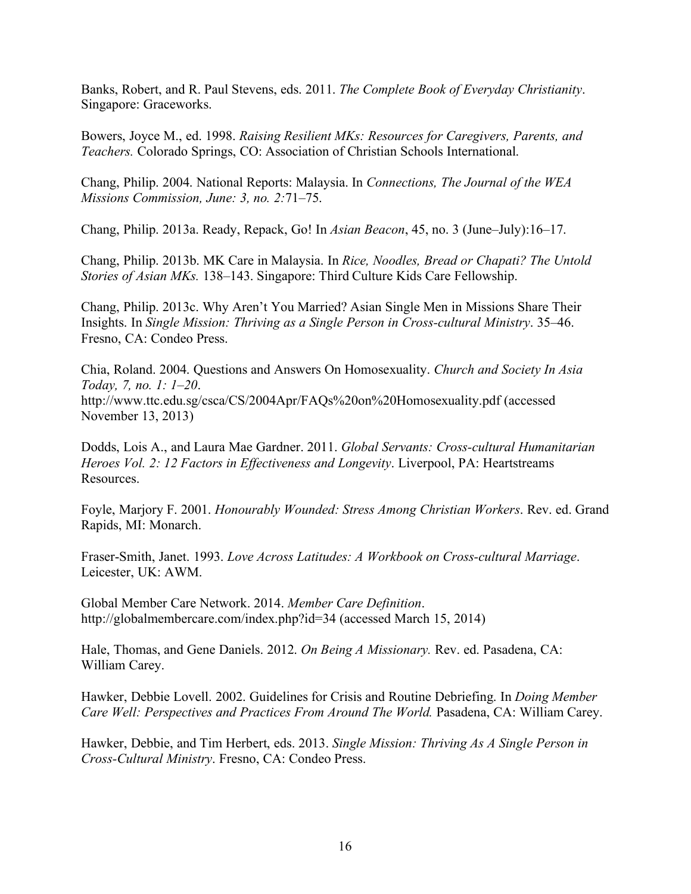Banks, Robert, and R. Paul Stevens, eds. 2011. *The Complete Book of Everyday Christianity*. Singapore: Graceworks.

Bowers, Joyce M., ed. 1998. *Raising Resilient MKs: Resources for Caregivers, Parents, and Teachers.* Colorado Springs, CO: Association of Christian Schools International.

Chang, Philip. 2004. National Reports: Malaysia. In *Connections, The Journal of the WEA Missions Commission, June: 3, no. 2:*71–75.

Chang, Philip. 2013a. Ready, Repack, Go! In *Asian Beacon*, 45, no. 3 (June–July):16–17.

Chang, Philip. 2013b. MK Care in Malaysia. In *Rice, Noodles, Bread or Chapati? The Untold Stories of Asian MKs.* 138–143. Singapore: Third Culture Kids Care Fellowship.

Chang, Philip. 2013c. Why Aren't You Married? Asian Single Men in Missions Share Their Insights. In *Single Mission: Thriving as a Single Person in Cross-cultural Ministry*. 35–46. Fresno, CA: Condeo Press.

Chia, Roland. 2004. Questions and Answers On Homosexuality. *Church and Society In Asia Today, 7, no. 1: 1–20*. http://www.ttc.edu.sg/csca/CS/2004Apr/FAQs%20on%20Homosexuality.pdf (accessed November 13, 2013)

Dodds, Lois A., and Laura Mae Gardner. 2011. *Global Servants: Cross-cultural Humanitarian Heroes Vol. 2: 12 Factors in Effectiveness and Longevity*. Liverpool, PA: Heartstreams Resources.

Foyle, Marjory F. 2001. *Honourably Wounded: Stress Among Christian Workers*. Rev. ed. Grand Rapids, MI: Monarch.

Fraser-Smith, Janet. 1993. *Love Across Latitudes: A Workbook on Cross-cultural Marriage*. Leicester, UK: AWM.

Global Member Care Network. 2014. *Member Care Definition*. http://globalmembercare.com/index.php?id=34 (accessed March 15, 2014)

Hale, Thomas, and Gene Daniels. 2012. *On Being A Missionary.* Rev. ed. Pasadena, CA: William Carey.

Hawker, Debbie Lovell. 2002. Guidelines for Crisis and Routine Debriefing. In *Doing Member Care Well: Perspectives and Practices From Around The World.* Pasadena, CA: William Carey.

Hawker, Debbie, and Tim Herbert, eds. 2013. *Single Mission: Thriving As A Single Person in Cross-Cultural Ministry*. Fresno, CA: Condeo Press.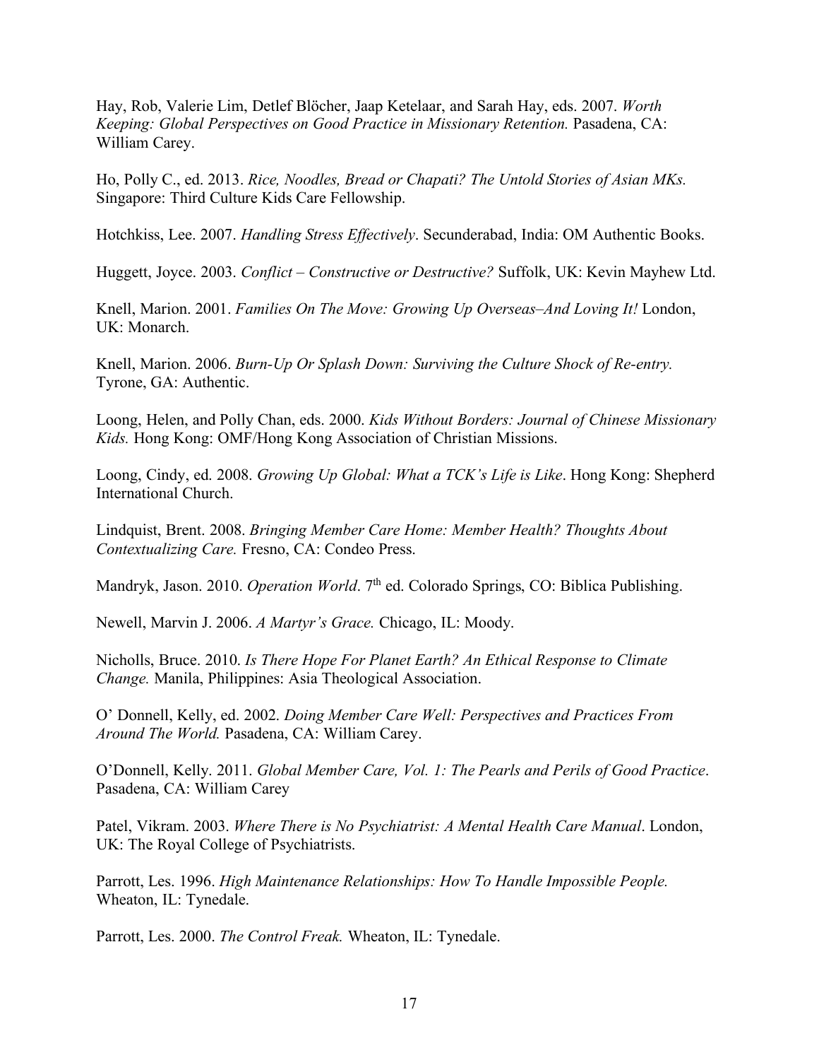Hay, Rob, Valerie Lim, Detlef Blöcher, Jaap Ketelaar, and Sarah Hay, eds. 2007. *Worth Keeping: Global Perspectives on Good Practice in Missionary Retention.* Pasadena, CA: William Carey.

Ho, Polly C., ed. 2013. *Rice, Noodles, Bread or Chapati? The Untold Stories of Asian MKs.* Singapore: Third Culture Kids Care Fellowship.

Hotchkiss, Lee. 2007. *Handling Stress Effectively*. Secunderabad, India: OM Authentic Books.

Huggett, Joyce. 2003. *Conflict – Constructive or Destructive?* Suffolk, UK: Kevin Mayhew Ltd.

Knell, Marion. 2001. *Families On The Move: Growing Up Overseas–And Loving It!* London, UK: Monarch.

Knell, Marion. 2006. *Burn-Up Or Splash Down: Surviving the Culture Shock of Re-entry.* Tyrone, GA: Authentic.

Loong, Helen, and Polly Chan, eds. 2000. *Kids Without Borders: Journal of Chinese Missionary Kids.* Hong Kong: OMF/Hong Kong Association of Christian Missions.

Loong, Cindy, ed. 2008. *Growing Up Global: What a TCK's Life is Like*. Hong Kong: Shepherd International Church.

Lindquist, Brent. 2008. *Bringing Member Care Home: Member Health? Thoughts About Contextualizing Care.* Fresno, CA: Condeo Press.

Mandryk, Jason. 2010. *Operation World*. 7th ed. Colorado Springs, CO: Biblica Publishing.

Newell, Marvin J. 2006. *A Martyr's Grace.* Chicago, IL: Moody.

Nicholls, Bruce. 2010. *Is There Hope For Planet Earth? An Ethical Response to Climate Change.* Manila, Philippines: Asia Theological Association.

O' Donnell, Kelly, ed. 2002. *Doing Member Care Well: Perspectives and Practices From Around The World.* Pasadena, CA: William Carey.

O'Donnell, Kelly. 2011. *Global Member Care, Vol. 1: The Pearls and Perils of Good Practice*. Pasadena, CA: William Carey

Patel, Vikram. 2003. *Where There is No Psychiatrist: A Mental Health Care Manual*. London, UK: The Royal College of Psychiatrists.

Parrott, Les. 1996. *High Maintenance Relationships: How To Handle Impossible People.* Wheaton, IL: Tynedale.

Parrott, Les. 2000. *The Control Freak.* Wheaton, IL: Tynedale.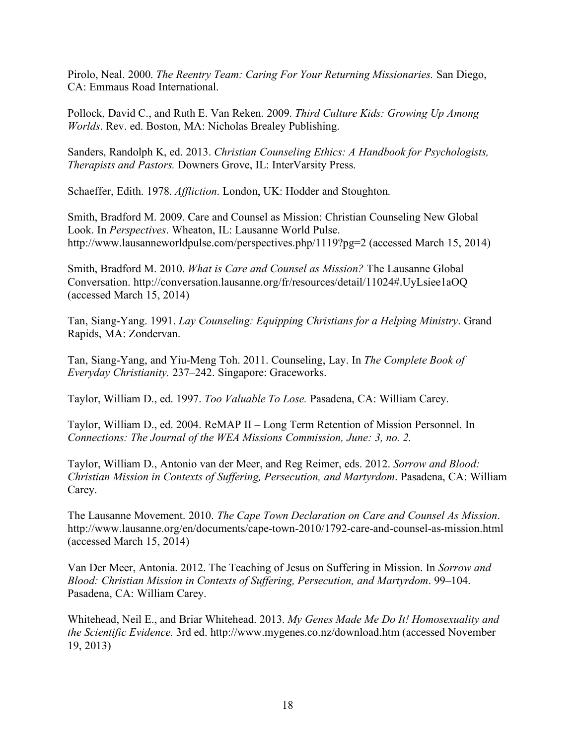Pirolo, Neal. 2000. *The Reentry Team: Caring For Your Returning Missionaries.* San Diego, CA: Emmaus Road International.

Pollock, David C., and Ruth E. Van Reken. 2009. *Third Culture Kids: Growing Up Among Worlds*. Rev. ed. Boston, MA: Nicholas Brealey Publishing.

Sanders, Randolph K, ed. 2013. *Christian Counseling Ethics: A Handbook for Psychologists, Therapists and Pastors.* Downers Grove, IL: InterVarsity Press.

Schaeffer, Edith. 1978. *Affliction*. London, UK: Hodder and Stoughton.

Smith, Bradford M. 2009. Care and Counsel as Mission: Christian Counseling New Global Look. In *Perspectives*. Wheaton, IL: Lausanne World Pulse. http://www.lausanneworldpulse.com/perspectives.php/1119?pg=2 (accessed March 15, 2014)

Smith, Bradford M. 2010. *What is Care and Counsel as Mission?* The Lausanne Global Conversation. http://conversation.lausanne.org/fr/resources/detail/11024#.UyLsiee1aOQ (accessed March 15, 2014)

Tan, Siang-Yang. 1991. *Lay Counseling: Equipping Christians for a Helping Ministry*. Grand Rapids, MA: Zondervan.

Tan, Siang-Yang, and Yiu-Meng Toh. 2011. Counseling, Lay. In *The Complete Book of Everyday Christianity.* 237–242. Singapore: Graceworks.

Taylor, William D., ed. 1997. *Too Valuable To Lose.* Pasadena, CA: William Carey.

Taylor, William D., ed. 2004. ReMAP II – Long Term Retention of Mission Personnel. In *Connections: The Journal of the WEA Missions Commission, June: 3, no. 2.*

Taylor, William D., Antonio van der Meer, and Reg Reimer, eds. 2012. *Sorrow and Blood: Christian Mission in Contexts of Suffering, Persecution, and Martyrdom*. Pasadena, CA: William Carey.

The Lausanne Movement. 2010. *The Cape Town Declaration on Care and Counsel As Mission*. http://www.lausanne.org/en/documents/cape-town-2010/1792-care-and-counsel-as-mission.html (accessed March 15, 2014)

Van Der Meer, Antonia. 2012. The Teaching of Jesus on Suffering in Mission. In *Sorrow and Blood: Christian Mission in Contexts of Suffering, Persecution, and Martyrdom*. 99–104. Pasadena, CA: William Carey.

Whitehead, Neil E., and Briar Whitehead. 2013. *My Genes Made Me Do It! Homosexuality and the Scientific Evidence.* 3rd ed. http://www.mygenes.co.nz/download.htm (accessed November 19, 2013)